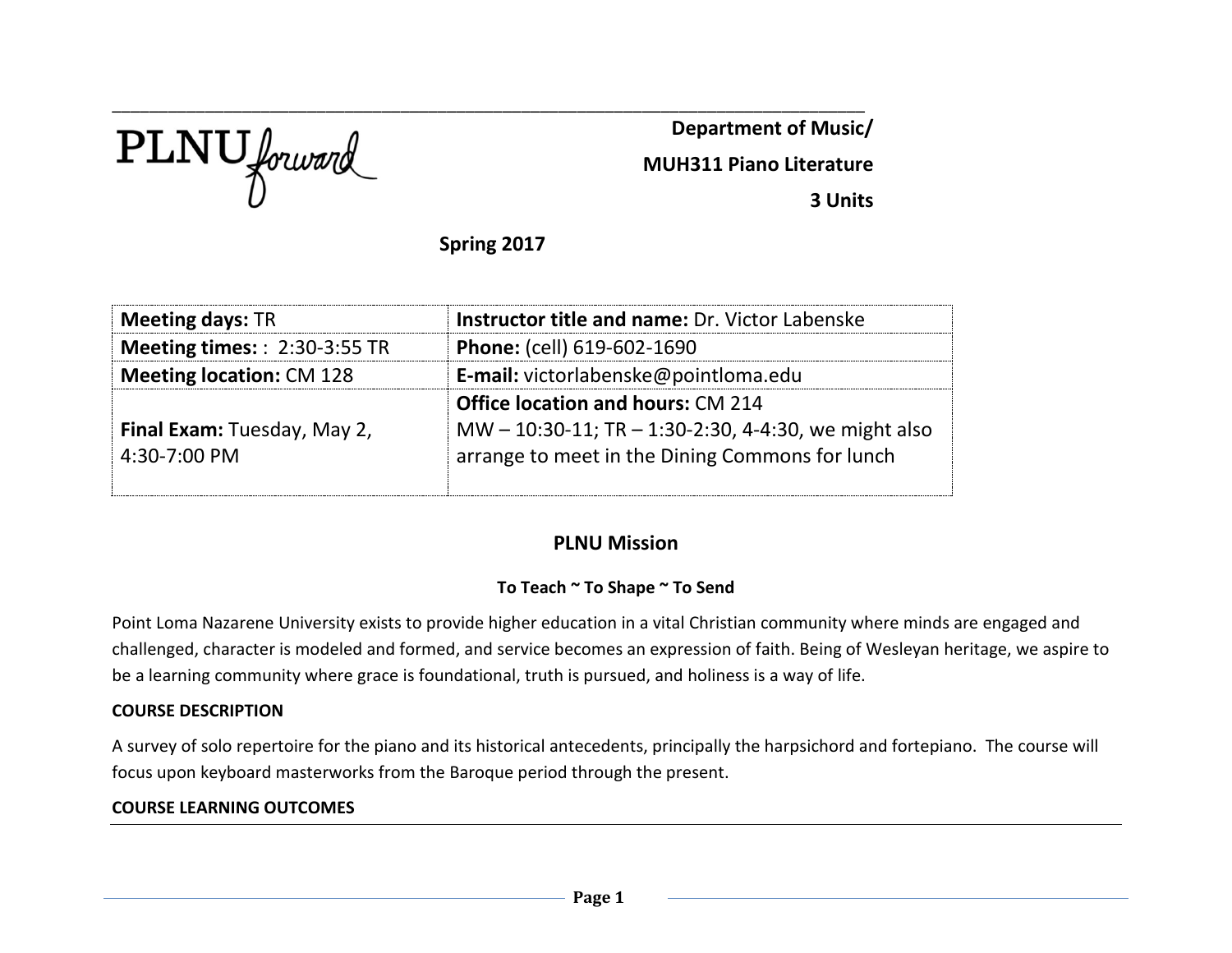PLNU forward

**Department of Music/**

**MUH311 Piano Literature**

**3 Units**

**Spring 2017**

| **Meeting days:** TR | **Instructor title and name:** Dr. Victor Labenske |
|---|---|
| **Meeting times:** : 2:30-3:55 TR | **Phone:** (cell) 619-602-1690 |
| **Meeting location:** CM 128 | **E-mail:** victorlabenske@pointloma.edu |
| **Final Exam:** Tuesday, May 2, 4:30-7:00 PM | **Office location and hours:** CM 214<br>MW – 10:30-11; TR – 1:30-2:30, 4-4:30, we might also arrange to meet in the Dining Commons for lunch |

## PLNU Mission

**To Teach ~ To Shape ~ To Send**

Point Loma Nazarene University exists to provide higher education in a vital Christian community where minds are engaged and challenged, character is modeled and formed, and service becomes an expression of faith. Being of Wesleyan heritage, we aspire to be a learning community where grace is foundational, truth is pursued, and holiness is a way of life.

**COURSE DESCRIPTION**

A survey of solo repertoire for the piano and its historical antecedents, principally the harpsichord and fortepiano. The course will focus upon keyboard masterworks from the Baroque period through the present.

**COURSE LEARNING OUTCOMES**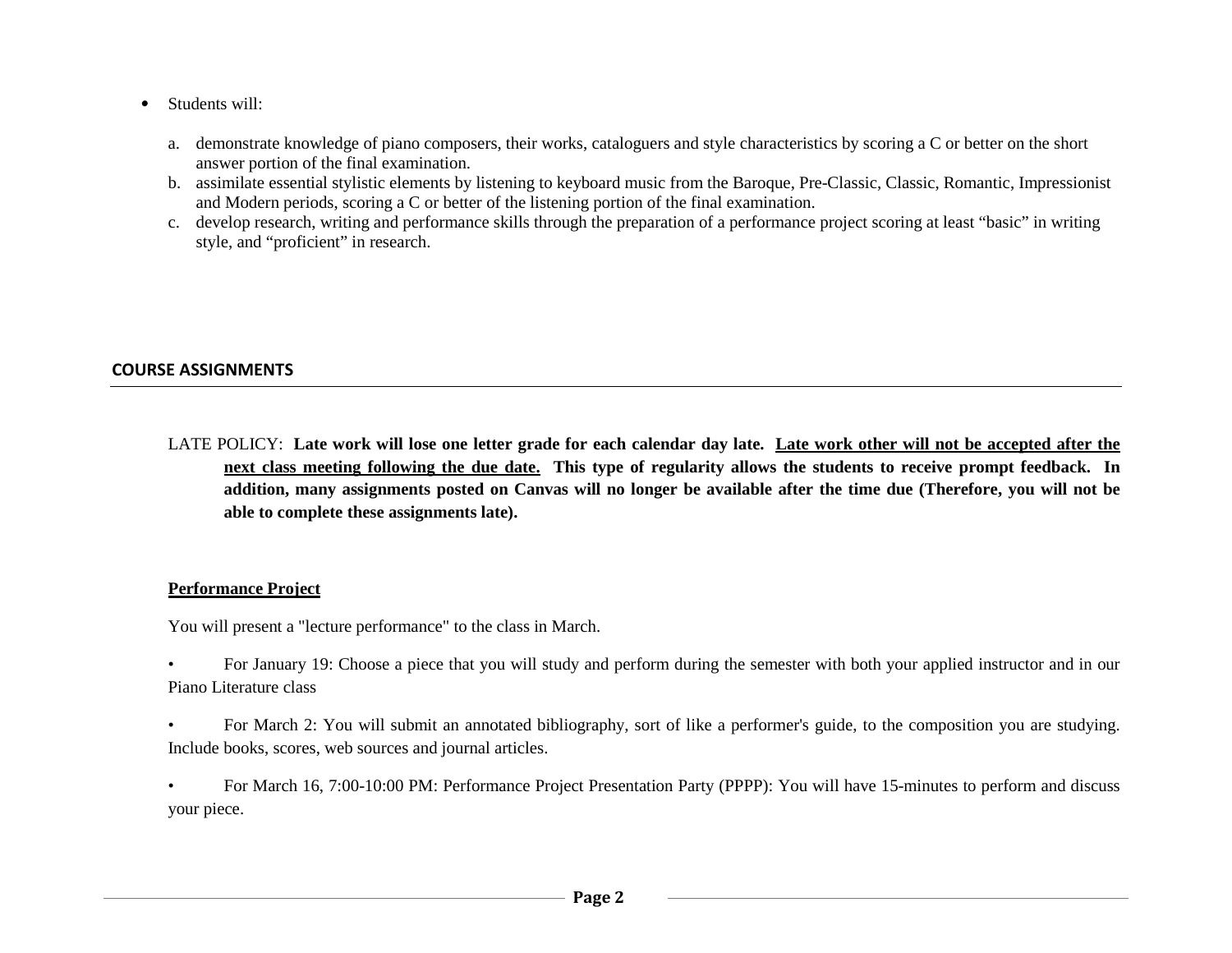- Students will:

  a. demonstrate knowledge of piano composers, their works, cataloguers and style characteristics by scoring a C or better on the short answer portion of the final examination.
  b. assimilate essential stylistic elements by listening to keyboard music from the Baroque, Pre-Classic, Classic, Romantic, Impressionist and Modern periods, scoring a C or better of the listening portion of the final examination.
  c. develop research, writing and performance skills through the preparation of a performance project scoring at least "basic" in writing style, and "proficient" in research.

## COURSE ASSIGNMENTS

LATE POLICY: **Late work will lose one letter grade for each calendar day late. <u>Late work other will not be accepted after the next class meeting following the due date.</u> This type of regularity allows the students to receive prompt feedback. In addition, many assignments posted on Canvas will no longer be available after the time due (Therefore, you will not be able to complete these assignments late).**

**<u>Performance Project</u>**

You will present a "lecture performance" to the class in March.

- For January 19: Choose a piece that you will study and perform during the semester with both your applied instructor and in our Piano Literature class
- For March 2: You will submit an annotated bibliography, sort of like a performer's guide, to the composition you are studying. Include books, scores, web sources and journal articles.
- For March 16, 7:00-10:00 PM: Performance Project Presentation Party (PPPP): You will have 15-minutes to perform and discuss your piece.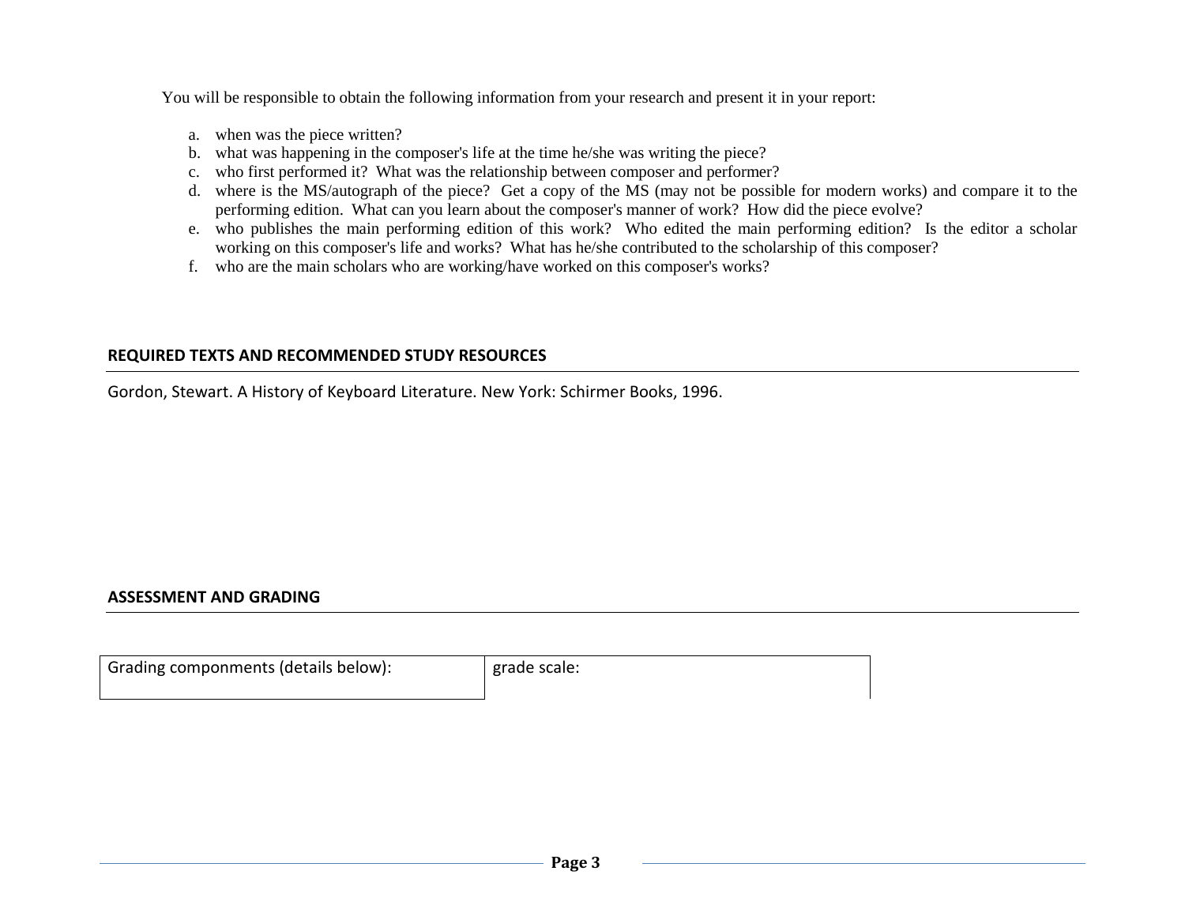You will be responsible to obtain the following information from your research and present it in your report:

a. when was the piece written?
b. what was happening in the composer's life at the time he/she was writing the piece?
c. who first performed it? What was the relationship between composer and performer?
d. where is the MS/autograph of the piece? Get a copy of the MS (may not be possible for modern works) and compare it to the performing edition. What can you learn about the composer's manner of work? How did the piece evolve?
e. who publishes the main performing edition of this work? Who edited the main performing edition? Is the editor a scholar working on this composer's life and works? What has he/she contributed to the scholarship of this composer?
f. who are the main scholars who are working/have worked on this composer's works?

## REQUIRED TEXTS AND RECOMMENDED STUDY RESOURCES

Gordon, Stewart. A History of Keyboard Literature. New York: Schirmer Books, 1996.

## ASSESSMENT AND GRADING

| Grading componments (details below): | grade scale: |
| --- | --- |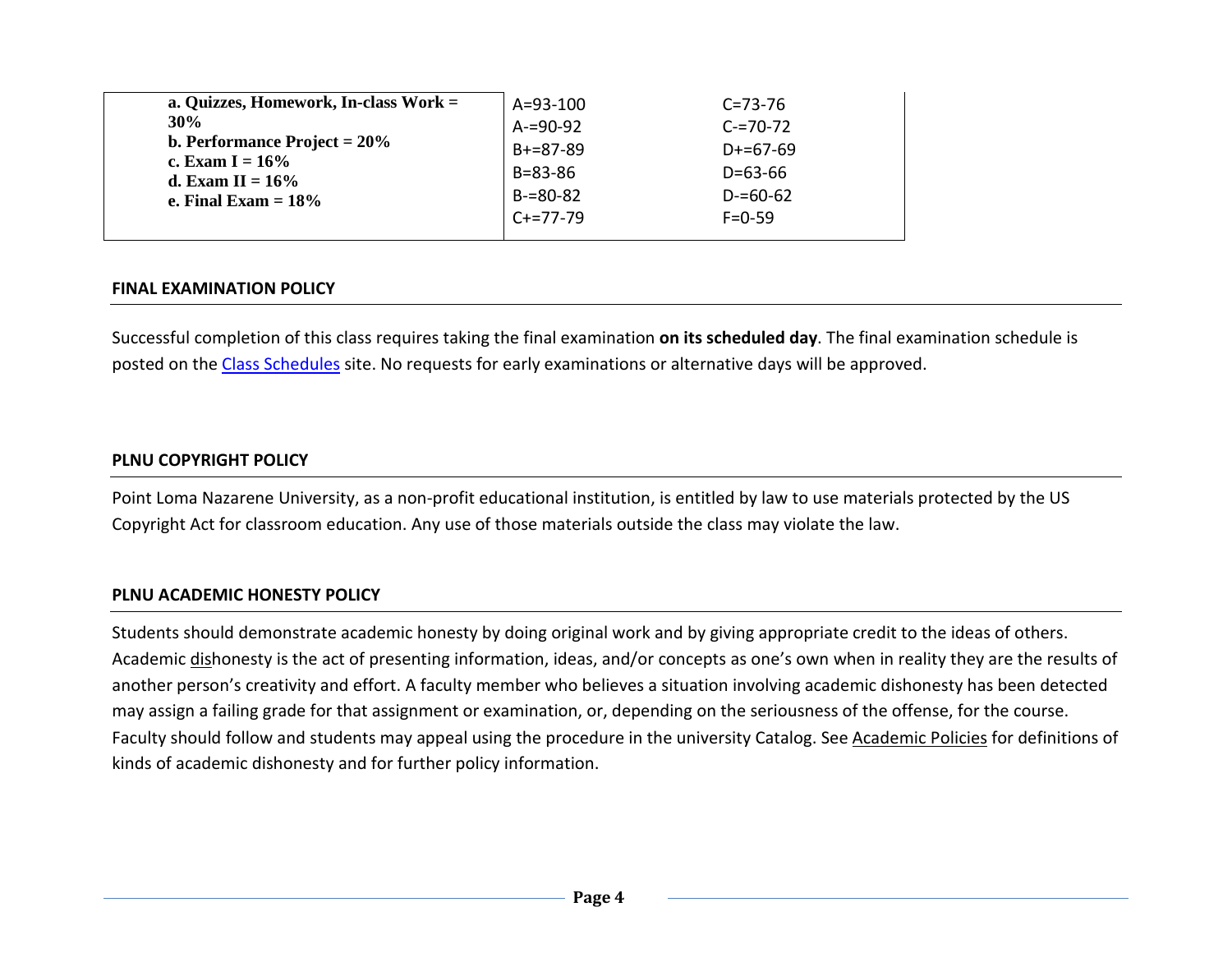| a. Quizzes, Homework, In-class Work = 30%<br>b. Performance Project = 20%<br>c. Exam I = 16%<br>d. Exam II = 16%<br>e. Final Exam = 18% | A=93-100<br>A-=90-92<br>B+=87-89<br>B=83-86<br>B-=80-82<br>C+=77-79 | C=73-76<br>C-=70-72<br>D+=67-69<br>D=63-66<br>D-=60-62<br>F=0-59 |
|---|---|---|

## FINAL EXAMINATION POLICY

Successful completion of this class requires taking the final examination **on its scheduled day**. The final examination schedule is posted on the Class Schedules site. No requests for early examinations or alternative days will be approved.

## PLNU COPYRIGHT POLICY

Point Loma Nazarene University, as a non-profit educational institution, is entitled by law to use materials protected by the US Copyright Act for classroom education. Any use of those materials outside the class may violate the law.

## PLNU ACADEMIC HONESTY POLICY

Students should demonstrate academic honesty by doing original work and by giving appropriate credit to the ideas of others. Academic dishonesty is the act of presenting information, ideas, and/or concepts as one's own when in reality they are the results of another person's creativity and effort. A faculty member who believes a situation involving academic dishonesty has been detected may assign a failing grade for that assignment or examination, or, depending on the seriousness of the offense, for the course. Faculty should follow and students may appeal using the procedure in the university Catalog. See Academic Policies for definitions of kinds of academic dishonesty and for further policy information.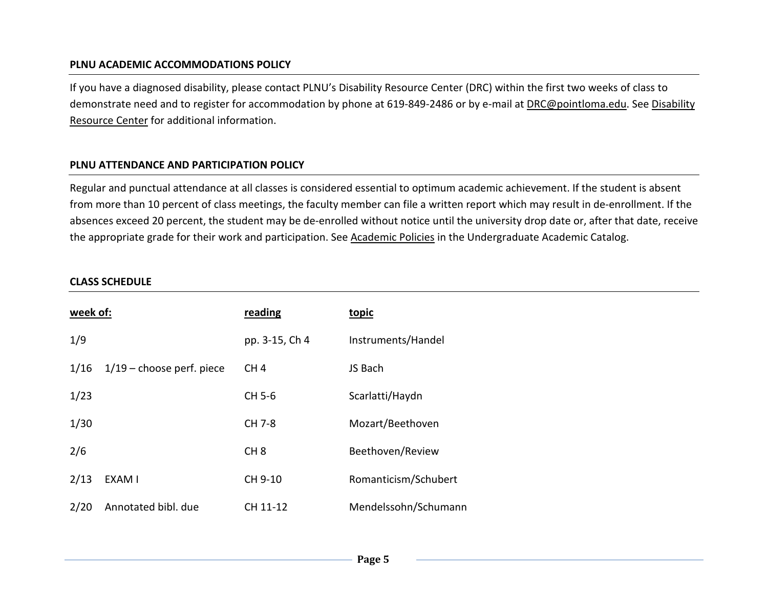## PLNU ACADEMIC ACCOMMODATIONS POLICY

If you have a diagnosed disability, please contact PLNU's Disability Resource Center (DRC) within the first two weeks of class to demonstrate need and to register for accommodation by phone at 619-849-2486 or by e-mail at DRC@pointloma.edu. See Disability Resource Center for additional information.

## PLNU ATTENDANCE AND PARTICIPATION POLICY

Regular and punctual attendance at all classes is considered essential to optimum academic achievement. If the student is absent from more than 10 percent of class meetings, the faculty member can file a written report which may result in de-enrollment. If the absences exceed 20 percent, the student may be de-enrolled without notice until the university drop date or, after that date, receive the appropriate grade for their work and participation. See Academic Policies in the Undergraduate Academic Catalog.

## CLASS SCHEDULE

| week of: | | reading | topic |
|---|---|---|---|
| 1/9 | | pp. 3-15, Ch 4 | Instruments/Handel |
| 1/16 | 1/19 – choose perf. piece | CH 4 | JS Bach |
| 1/23 | | CH 5-6 | Scarlatti/Haydn |
| 1/30 | | CH 7-8 | Mozart/Beethoven |
| 2/6 | | CH 8 | Beethoven/Review |
| 2/13 | EXAM I | CH 9-10 | Romanticism/Schubert |
| 2/20 | Annotated bibl. due | CH 11-12 | Mendelssohn/Schumann |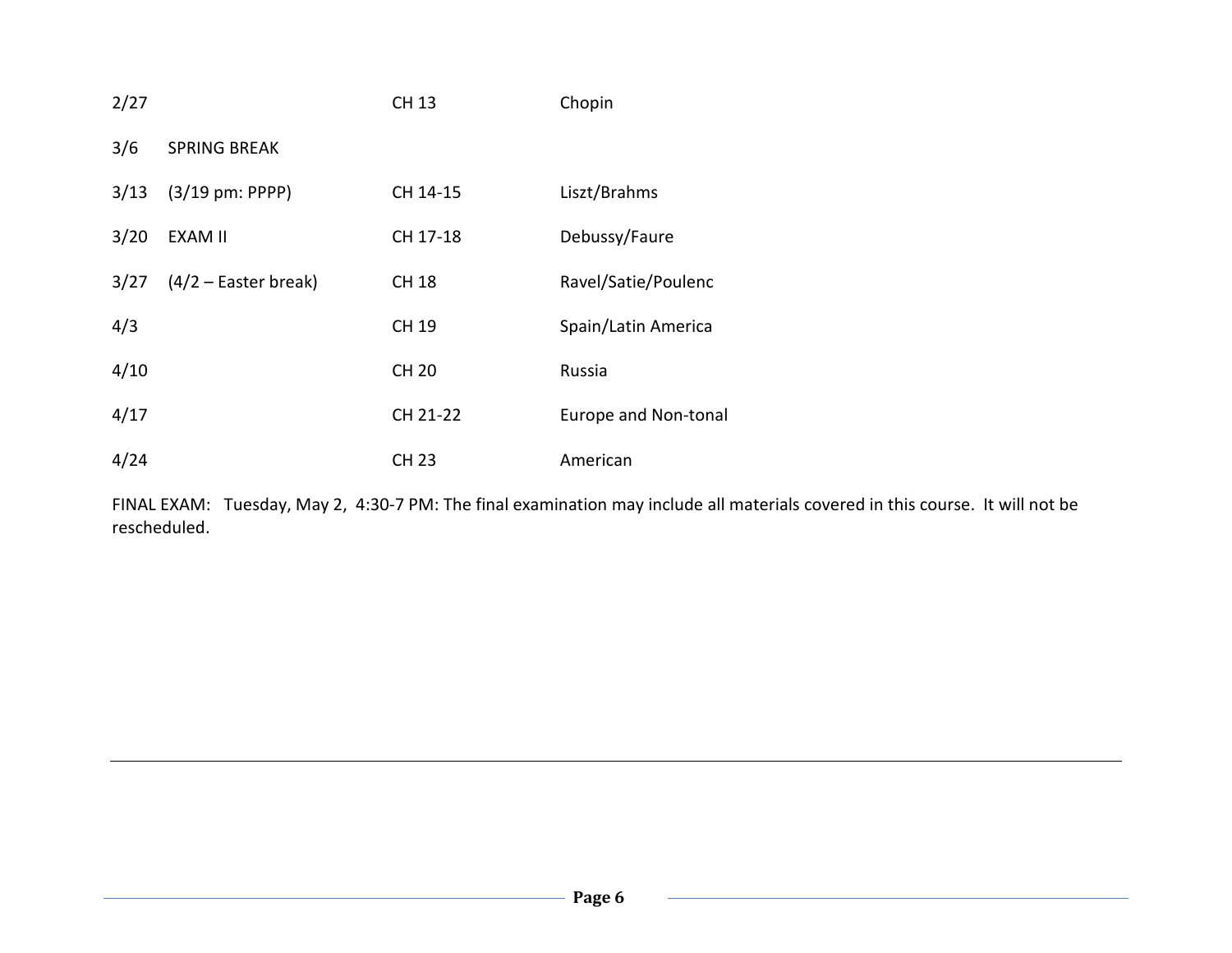| | | | |
|---|---|---|---|
| 2/27 | | CH 13 | Chopin |
| 3/6 | SPRING BREAK | | |
| 3/13 | (3/19 pm: PPPP) | CH 14-15 | Liszt/Brahms |
| 3/20 | EXAM II | CH 17-18 | Debussy/Faure |
| 3/27 | (4/2 – Easter break) | CH 18 | Ravel/Satie/Poulenc |
| 4/3 | | CH 19 | Spain/Latin America |
| 4/10 | | CH 20 | Russia |
| 4/17 | | CH 21-22 | Europe and Non-tonal |
| 4/24 | | CH 23 | American |

FINAL EXAM: Tuesday, May 2, 4:30-7 PM: The final examination may include all materials covered in this course. It will not be rescheduled.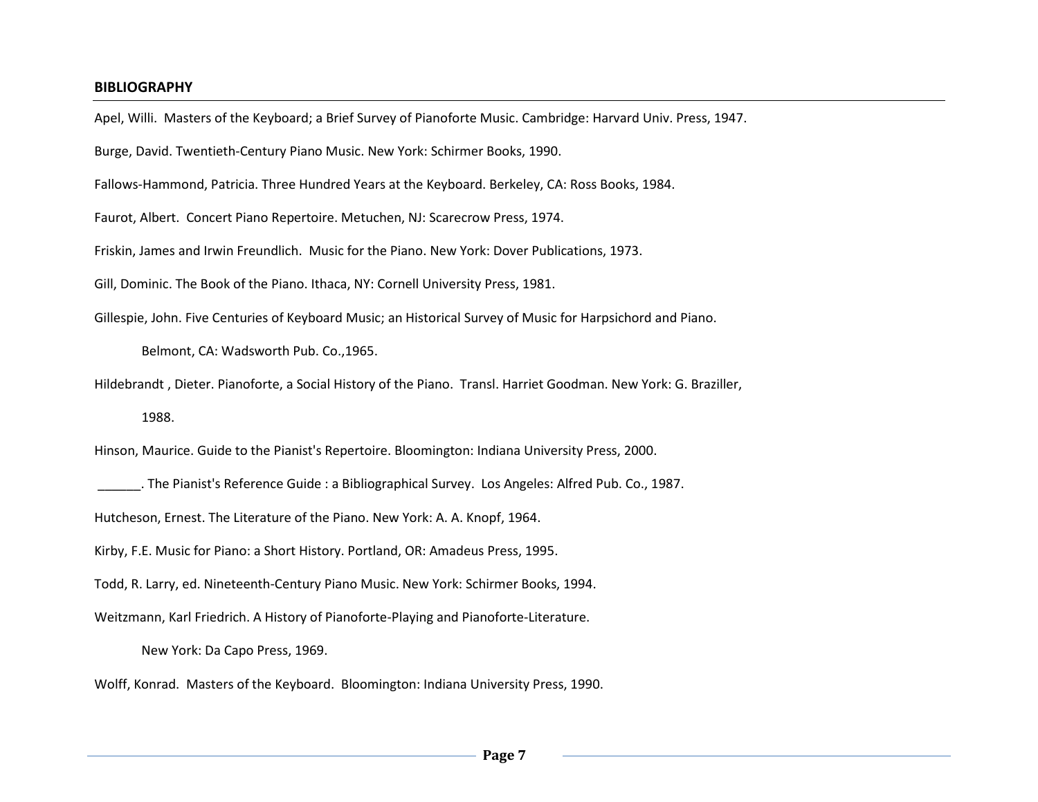## BIBLIOGRAPHY

Apel, Willi. Masters of the Keyboard; a Brief Survey of Pianoforte Music. Cambridge: Harvard Univ. Press, 1947.

Burge, David. Twentieth-Century Piano Music. New York: Schirmer Books, 1990.

Fallows-Hammond, Patricia. Three Hundred Years at the Keyboard. Berkeley, CA: Ross Books, 1984.

Faurot, Albert. Concert Piano Repertoire. Metuchen, NJ: Scarecrow Press, 1974.

Friskin, James and Irwin Freundlich. Music for the Piano. New York: Dover Publications, 1973.

Gill, Dominic. The Book of the Piano. Ithaca, NY: Cornell University Press, 1981.

Gillespie, John. Five Centuries of Keyboard Music; an Historical Survey of Music for Harpsichord and Piano. Belmont, CA: Wadsworth Pub. Co.,1965.

Hildebrandt , Dieter. Pianoforte, a Social History of the Piano. Transl. Harriet Goodman. New York: G. Braziller, 1988.

Hinson, Maurice. Guide to the Pianist's Repertoire. Bloomington: Indiana University Press, 2000.

______. The Pianist's Reference Guide : a Bibliographical Survey. Los Angeles: Alfred Pub. Co., 1987.

Hutcheson, Ernest. The Literature of the Piano. New York: A. A. Knopf, 1964.

Kirby, F.E. Music for Piano: a Short History. Portland, OR: Amadeus Press, 1995.

Todd, R. Larry, ed. Nineteenth-Century Piano Music. New York: Schirmer Books, 1994.

Weitzmann, Karl Friedrich. A History of Pianoforte-Playing and Pianoforte-Literature. New York: Da Capo Press, 1969.

Wolff, Konrad. Masters of the Keyboard. Bloomington: Indiana University Press, 1990.